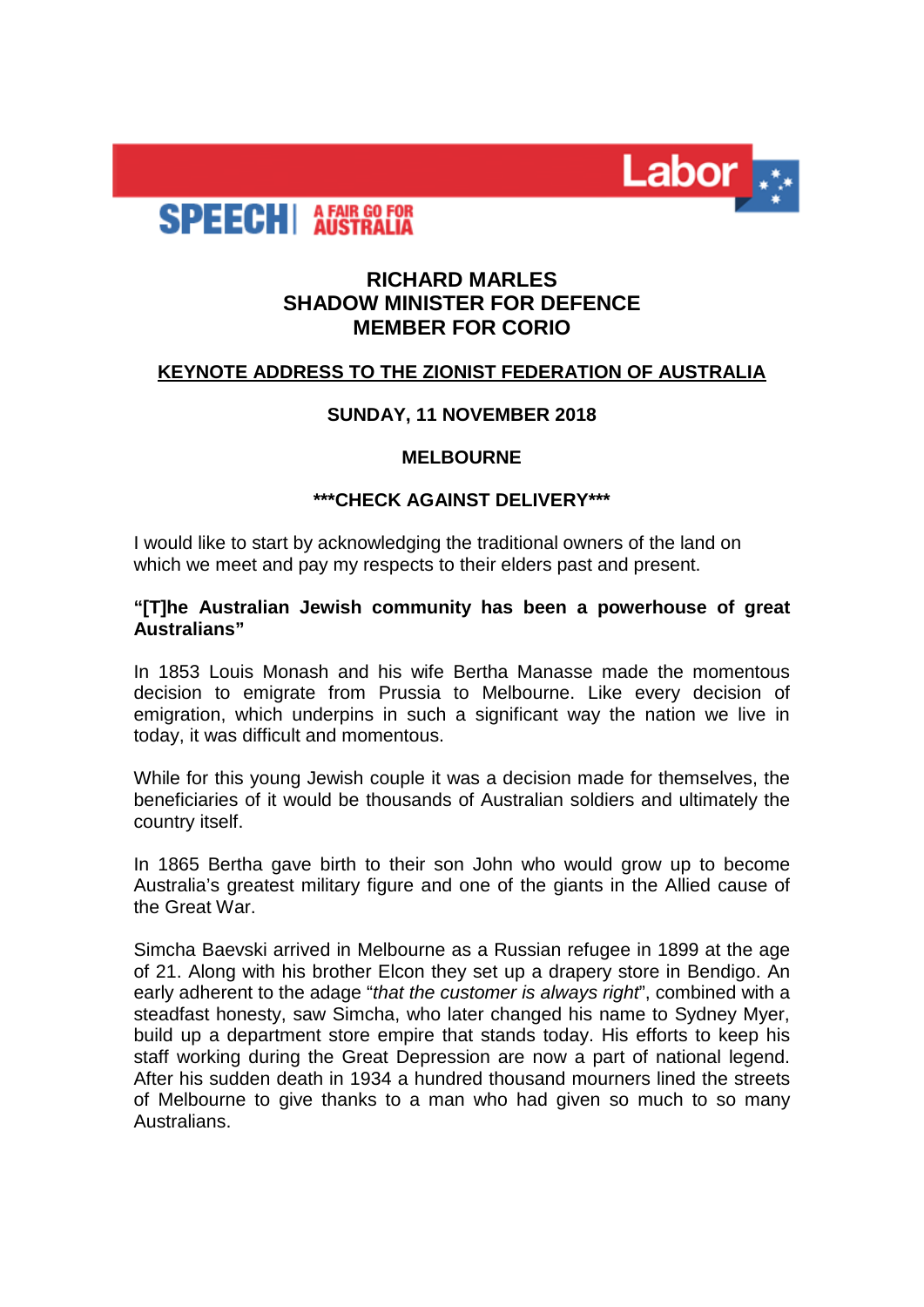SPEECH | A FAIR GO FOR AUSTRALIA

Labor

# RICHARD MARLES
# SHADOW MINISTER FOR DEFENCE
# MEMBER FOR CORIO

## KEYNOTE ADDRESS TO THE ZIONIST FEDERATION OF AUSTRALIA

**SUNDAY, 11 NOVEMBER 2018**

**MELBOURNE**

**\*\*\*CHECK AGAINST DELIVERY\*\*\***

I would like to start by acknowledging the traditional owners of the land on which we meet and pay my respects to their elders past and present.

**"[T]he Australian Jewish community has been a powerhouse of great Australians"**

In 1853 Louis Monash and his wife Bertha Manasse made the momentous decision to emigrate from Prussia to Melbourne. Like every decision of emigration, which underpins in such a significant way the nation we live in today, it was difficult and momentous.

While for this young Jewish couple it was a decision made for themselves, the beneficiaries of it would be thousands of Australian soldiers and ultimately the country itself.

In 1865 Bertha gave birth to their son John who would grow up to become Australia's greatest military figure and one of the giants in the Allied cause of the Great War.

Simcha Baevski arrived in Melbourne as a Russian refugee in 1899 at the age of 21. Along with his brother Elcon they set up a drapery store in Bendigo. An early adherent to the adage "*that the customer is always right*", combined with a steadfast honesty, saw Simcha, who later changed his name to Sydney Myer, build up a department store empire that stands today. His efforts to keep his staff working during the Great Depression are now a part of national legend. After his sudden death in 1934 a hundred thousand mourners lined the streets of Melbourne to give thanks to a man who had given so much to so many Australians.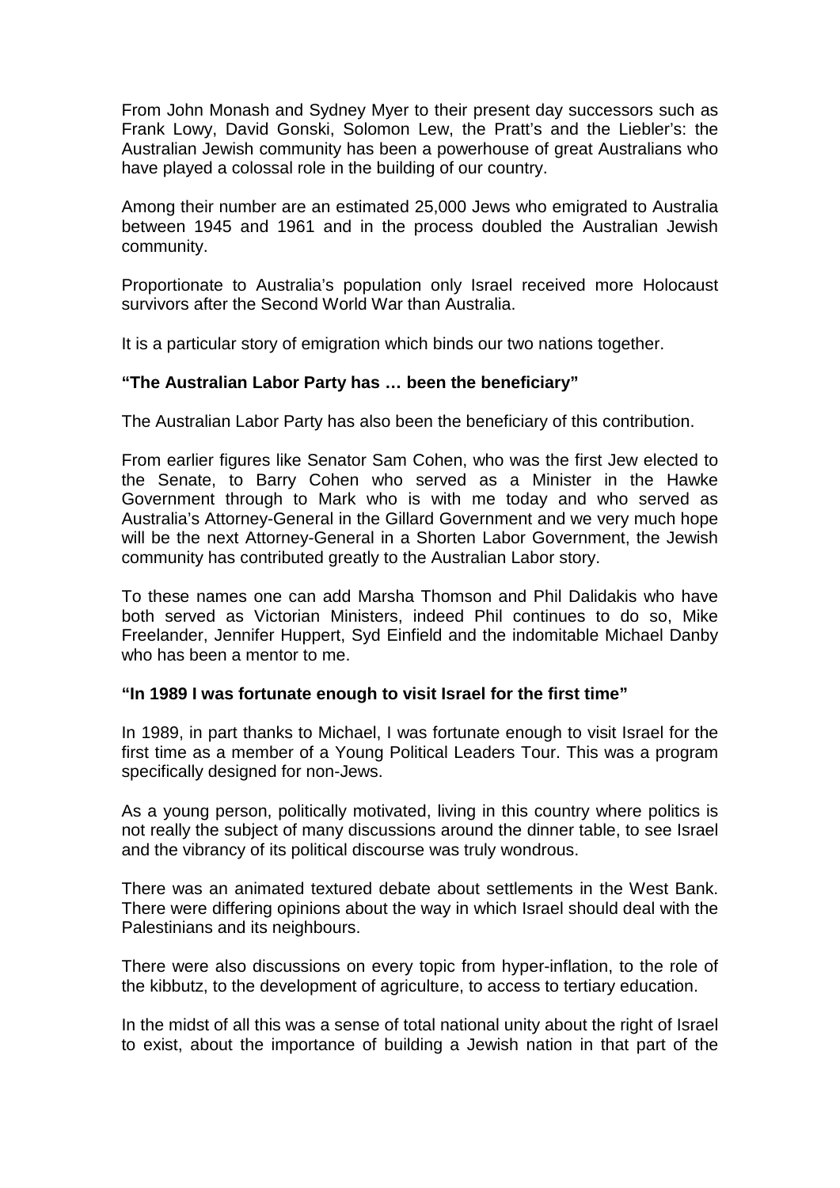From John Monash and Sydney Myer to their present day successors such as Frank Lowy, David Gonski, Solomon Lew, the Pratt's and the Liebler's: the Australian Jewish community has been a powerhouse of great Australians who have played a colossal role in the building of our country.

Among their number are an estimated 25,000 Jews who emigrated to Australia between 1945 and 1961 and in the process doubled the Australian Jewish community.

Proportionate to Australia's population only Israel received more Holocaust survivors after the Second World War than Australia.

It is a particular story of emigration which binds our two nations together.

**"The Australian Labor Party has … been the beneficiary"**

The Australian Labor Party has also been the beneficiary of this contribution.

From earlier figures like Senator Sam Cohen, who was the first Jew elected to the Senate, to Barry Cohen who served as a Minister in the Hawke Government through to Mark who is with me today and who served as Australia's Attorney-General in the Gillard Government and we very much hope will be the next Attorney-General in a Shorten Labor Government, the Jewish community has contributed greatly to the Australian Labor story.

To these names one can add Marsha Thomson and Phil Dalidakis who have both served as Victorian Ministers, indeed Phil continues to do so, Mike Freelander, Jennifer Huppert, Syd Einfield and the indomitable Michael Danby who has been a mentor to me.

**"In 1989 I was fortunate enough to visit Israel for the first time"**

In 1989, in part thanks to Michael, I was fortunate enough to visit Israel for the first time as a member of a Young Political Leaders Tour. This was a program specifically designed for non-Jews.

As a young person, politically motivated, living in this country where politics is not really the subject of many discussions around the dinner table, to see Israel and the vibrancy of its political discourse was truly wondrous.

There was an animated textured debate about settlements in the West Bank. There were differing opinions about the way in which Israel should deal with the Palestinians and its neighbours.

There were also discussions on every topic from hyper-inflation, to the role of the kibbutz, to the development of agriculture, to access to tertiary education.

In the midst of all this was a sense of total national unity about the right of Israel to exist, about the importance of building a Jewish nation in that part of the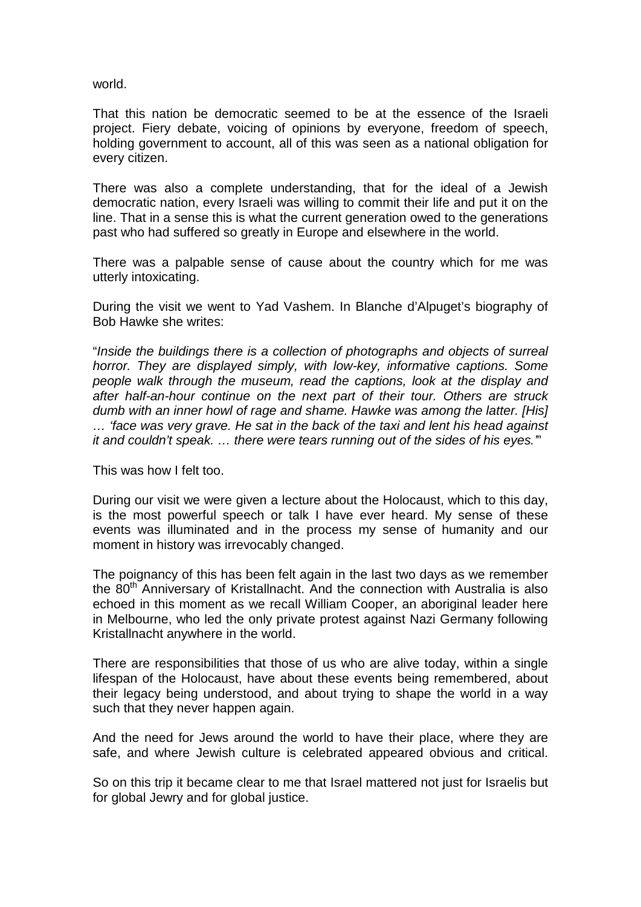world.

That this nation be democratic seemed to be at the essence of the Israeli project. Fiery debate, voicing of opinions by everyone, freedom of speech, holding government to account, all of this was seen as a national obligation for every citizen.

There was also a complete understanding, that for the ideal of a Jewish democratic nation, every Israeli was willing to commit their life and put it on the line. That in a sense this is what the current generation owed to the generations past who had suffered so greatly in Europe and elsewhere in the world.

There was a palpable sense of cause about the country which for me was utterly intoxicating.

During the visit we went to Yad Vashem. In Blanche d'Alpuget's biography of Bob Hawke she writes:

"*Inside the buildings there is a collection of photographs and objects of surreal horror. They are displayed simply, with low-key, informative captions. Some people walk through the museum, read the captions, look at the display and after half-an-hour continue on the next part of their tour. Others are struck dumb with an inner howl of rage and shame. Hawke was among the latter. [His] … 'face was very grave. He sat in the back of the taxi and lent his head against it and couldn't speak. … there were tears running out of the sides of his eyes.'*"

This was how I felt too.

During our visit we were given a lecture about the Holocaust, which to this day, is the most powerful speech or talk I have ever heard. My sense of these events was illuminated and in the process my sense of humanity and our moment in history was irrevocably changed.

The poignancy of this has been felt again in the last two days as we remember the 80th Anniversary of Kristallnacht. And the connection with Australia is also echoed in this moment as we recall William Cooper, an aboriginal leader here in Melbourne, who led the only private protest against Nazi Germany following Kristallnacht anywhere in the world.

There are responsibilities that those of us who are alive today, within a single lifespan of the Holocaust, have about these events being remembered, about their legacy being understood, and about trying to shape the world in a way such that they never happen again.

And the need for Jews around the world to have their place, where they are safe, and where Jewish culture is celebrated appeared obvious and critical.

So on this trip it became clear to me that Israel mattered not just for Israelis but for global Jewry and for global justice.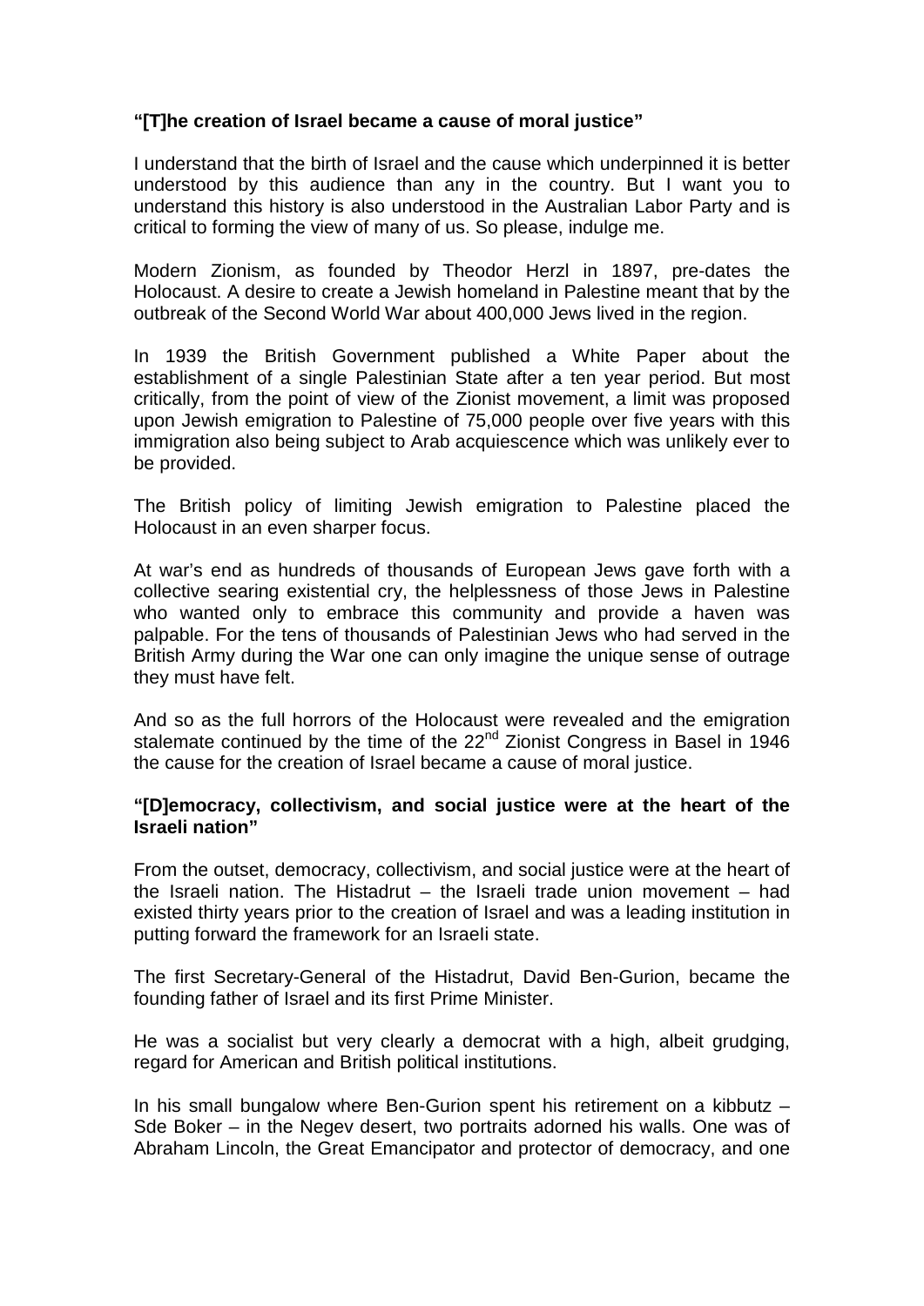**"[T]he creation of Israel became a cause of moral justice"**

I understand that the birth of Israel and the cause which underpinned it is better understood by this audience than any in the country. But I want you to understand this history is also understood in the Australian Labor Party and is critical to forming the view of many of us. So please, indulge me.

Modern Zionism, as founded by Theodor Herzl in 1897, pre-dates the Holocaust. A desire to create a Jewish homeland in Palestine meant that by the outbreak of the Second World War about 400,000 Jews lived in the region.

In 1939 the British Government published a White Paper about the establishment of a single Palestinian State after a ten year period. But most critically, from the point of view of the Zionist movement, a limit was proposed upon Jewish emigration to Palestine of 75,000 people over five years with this immigration also being subject to Arab acquiescence which was unlikely ever to be provided.

The British policy of limiting Jewish emigration to Palestine placed the Holocaust in an even sharper focus.

At war's end as hundreds of thousands of European Jews gave forth with a collective searing existential cry, the helplessness of those Jews in Palestine who wanted only to embrace this community and provide a haven was palpable. For the tens of thousands of Palestinian Jews who had served in the British Army during the War one can only imagine the unique sense of outrage they must have felt.

And so as the full horrors of the Holocaust were revealed and the emigration stalemate continued by the time of the 22nd Zionist Congress in Basel in 1946 the cause for the creation of Israel became a cause of moral justice.

**"[D]emocracy, collectivism, and social justice were at the heart of the Israeli nation"**

From the outset, democracy, collectivism, and social justice were at the heart of the Israeli nation. The Histadrut – the Israeli trade union movement – had existed thirty years prior to the creation of Israel and was a leading institution in putting forward the framework for an Israeli state.

The first Secretary-General of the Histadrut, David Ben-Gurion, became the founding father of Israel and its first Prime Minister.

He was a socialist but very clearly a democrat with a high, albeit grudging, regard for American and British political institutions.

In his small bungalow where Ben-Gurion spent his retirement on a kibbutz – Sde Boker – in the Negev desert, two portraits adorned his walls. One was of Abraham Lincoln, the Great Emancipator and protector of democracy, and one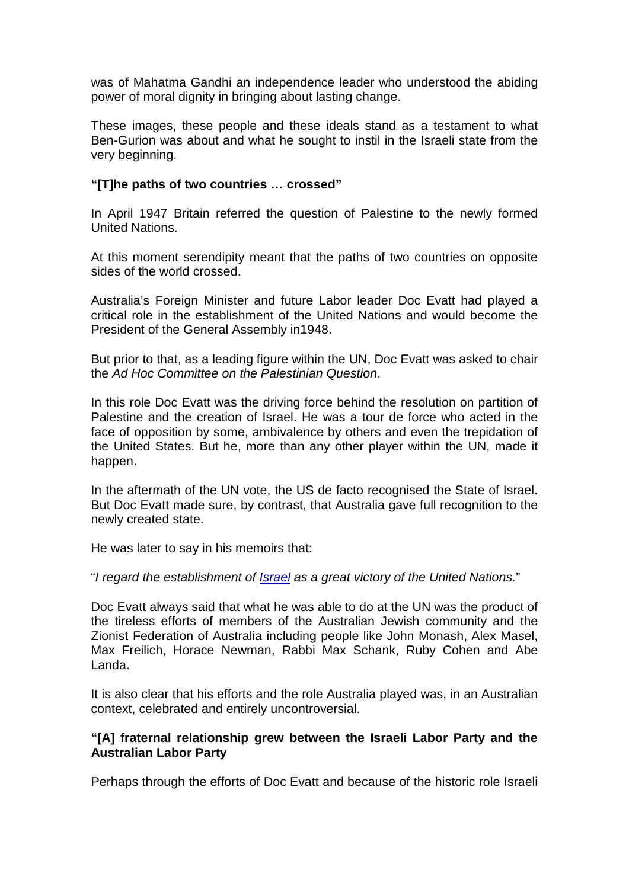was of Mahatma Gandhi an independence leader who understood the abiding power of moral dignity in bringing about lasting change.

These images, these people and these ideals stand as a testament to what Ben-Gurion was about and what he sought to instil in the Israeli state from the very beginning.

**"[T]he paths of two countries … crossed"**

In April 1947 Britain referred the question of Palestine to the newly formed United Nations.

At this moment serendipity meant that the paths of two countries on opposite sides of the world crossed.

Australia's Foreign Minister and future Labor leader Doc Evatt had played a critical role in the establishment of the United Nations and would become the President of the General Assembly in1948.

But prior to that, as a leading figure within the UN, Doc Evatt was asked to chair the *Ad Hoc Committee on the Palestinian Question*.

In this role Doc Evatt was the driving force behind the resolution on partition of Palestine and the creation of Israel. He was a tour de force who acted in the face of opposition by some, ambivalence by others and even the trepidation of the United States. But he, more than any other player within the UN, made it happen.

In the aftermath of the UN vote, the US de facto recognised the State of Israel. But Doc Evatt made sure, by contrast, that Australia gave full recognition to the newly created state.

He was later to say in his memoirs that:

"*I regard the establishment of Israel as a great victory of the United Nations.*"

Doc Evatt always said that what he was able to do at the UN was the product of the tireless efforts of members of the Australian Jewish community and the Zionist Federation of Australia including people like John Monash, Alex Masel, Max Freilich, Horace Newman, Rabbi Max Schank, Ruby Cohen and Abe Landa.

It is also clear that his efforts and the role Australia played was, in an Australian context, celebrated and entirely uncontroversial.

**"[A] fraternal relationship grew between the Israeli Labor Party and the Australian Labor Party**

Perhaps through the efforts of Doc Evatt and because of the historic role Israeli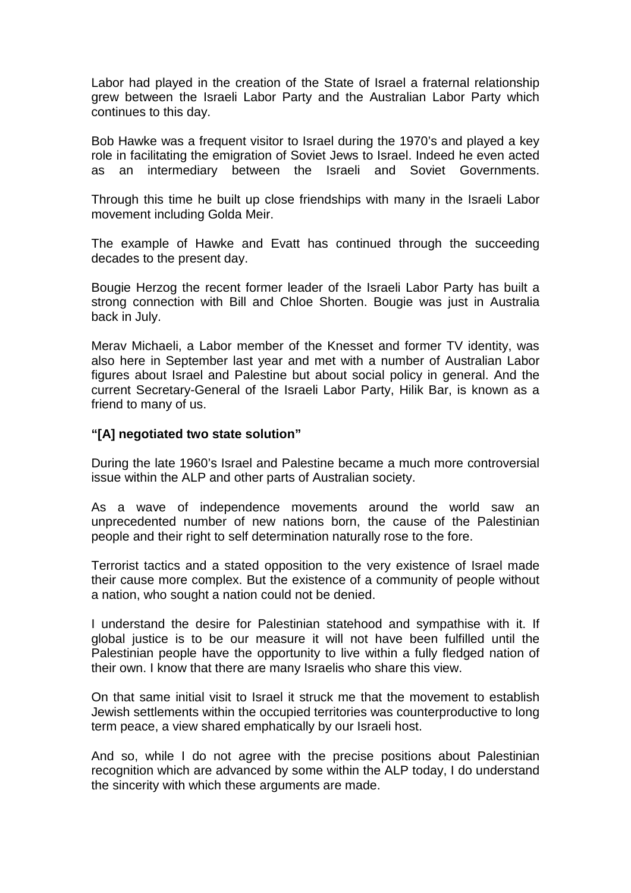Labor had played in the creation of the State of Israel a fraternal relationship grew between the Israeli Labor Party and the Australian Labor Party which continues to this day.

Bob Hawke was a frequent visitor to Israel during the 1970's and played a key role in facilitating the emigration of Soviet Jews to Israel. Indeed he even acted as an intermediary between the Israeli and Soviet Governments.

Through this time he built up close friendships with many in the Israeli Labor movement including Golda Meir.

The example of Hawke and Evatt has continued through the succeeding decades to the present day.

Bougie Herzog the recent former leader of the Israeli Labor Party has built a strong connection with Bill and Chloe Shorten. Bougie was just in Australia back in July.

Merav Michaeli, a Labor member of the Knesset and former TV identity, was also here in September last year and met with a number of Australian Labor figures about Israel and Palestine but about social policy in general. And the current Secretary-General of the Israeli Labor Party, Hilik Bar, is known as a friend to many of us.

**"[A] negotiated two state solution"**

During the late 1960's Israel and Palestine became a much more controversial issue within the ALP and other parts of Australian society.

As a wave of independence movements around the world saw an unprecedented number of new nations born, the cause of the Palestinian people and their right to self determination naturally rose to the fore.

Terrorist tactics and a stated opposition to the very existence of Israel made their cause more complex. But the existence of a community of people without a nation, who sought a nation could not be denied.

I understand the desire for Palestinian statehood and sympathise with it. If global justice is to be our measure it will not have been fulfilled until the Palestinian people have the opportunity to live within a fully fledged nation of their own. I know that there are many Israelis who share this view.

On that same initial visit to Israel it struck me that the movement to establish Jewish settlements within the occupied territories was counterproductive to long term peace, a view shared emphatically by our Israeli host.

And so, while I do not agree with the precise positions about Palestinian recognition which are advanced by some within the ALP today, I do understand the sincerity with which these arguments are made.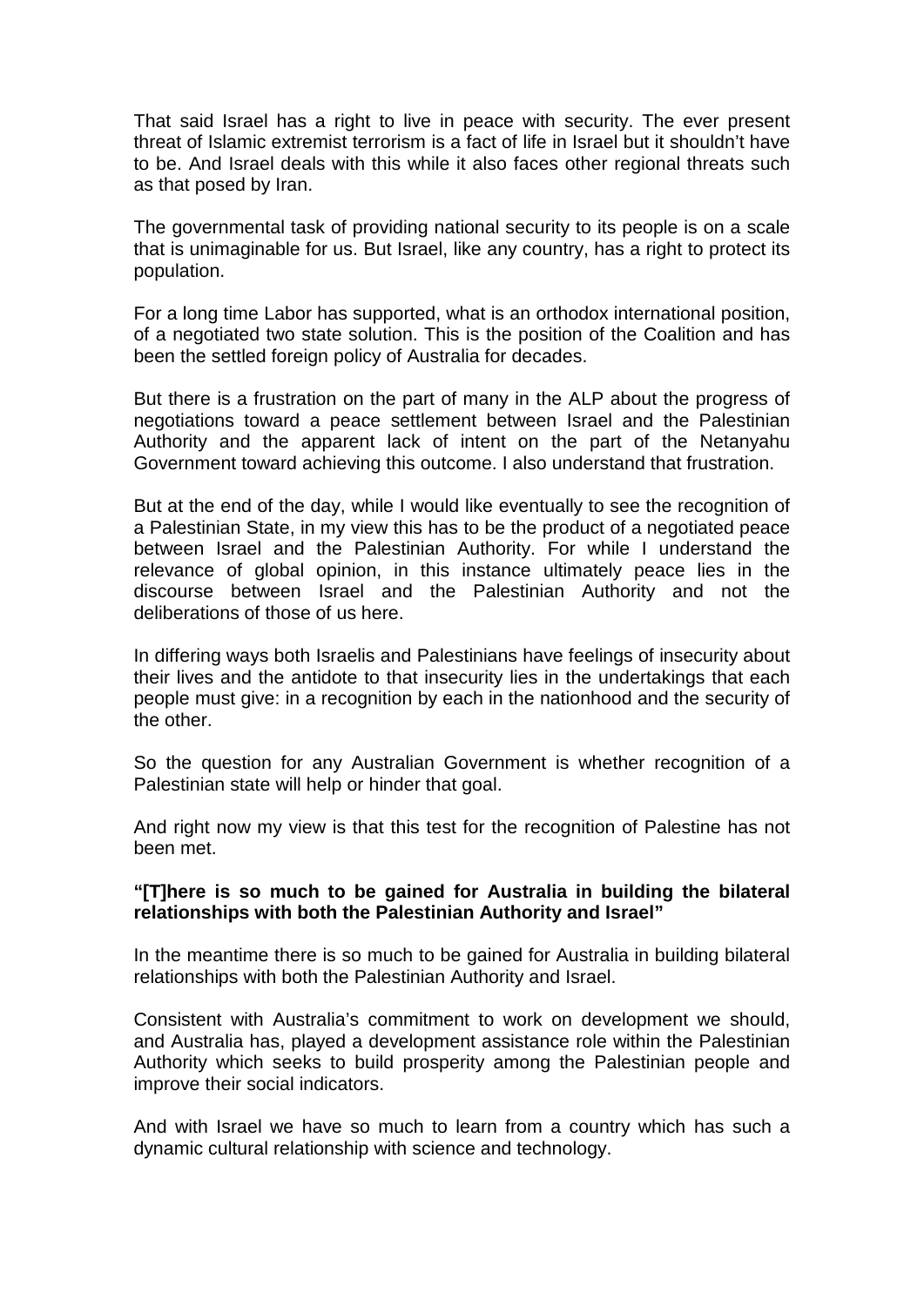That said Israel has a right to live in peace with security. The ever present threat of Islamic extremist terrorism is a fact of life in Israel but it shouldn't have to be. And Israel deals with this while it also faces other regional threats such as that posed by Iran.

The governmental task of providing national security to its people is on a scale that is unimaginable for us. But Israel, like any country, has a right to protect its population.

For a long time Labor has supported, what is an orthodox international position, of a negotiated two state solution. This is the position of the Coalition and has been the settled foreign policy of Australia for decades.

But there is a frustration on the part of many in the ALP about the progress of negotiations toward a peace settlement between Israel and the Palestinian Authority and the apparent lack of intent on the part of the Netanyahu Government toward achieving this outcome. I also understand that frustration.

But at the end of the day, while I would like eventually to see the recognition of a Palestinian State, in my view this has to be the product of a negotiated peace between Israel and the Palestinian Authority. For while I understand the relevance of global opinion, in this instance ultimately peace lies in the discourse between Israel and the Palestinian Authority and not the deliberations of those of us here.

In differing ways both Israelis and Palestinians have feelings of insecurity about their lives and the antidote to that insecurity lies in the undertakings that each people must give: in a recognition by each in the nationhood and the security of the other.

So the question for any Australian Government is whether recognition of a Palestinian state will help or hinder that goal.

And right now my view is that this test for the recognition of Palestine has not been met.

**"[T]here is so much to be gained for Australia in building the bilateral relationships with both the Palestinian Authority and Israel"**

In the meantime there is so much to be gained for Australia in building bilateral relationships with both the Palestinian Authority and Israel.

Consistent with Australia's commitment to work on development we should, and Australia has, played a development assistance role within the Palestinian Authority which seeks to build prosperity among the Palestinian people and improve their social indicators.

And with Israel we have so much to learn from a country which has such a dynamic cultural relationship with science and technology.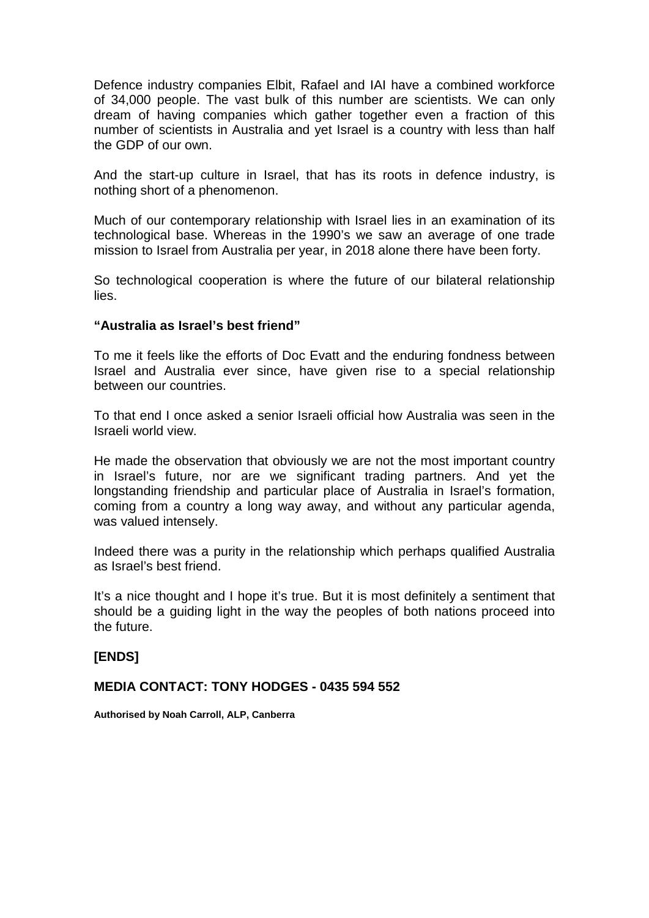Defence industry companies Elbit, Rafael and IAI have a combined workforce of 34,000 people. The vast bulk of this number are scientists. We can only dream of having companies which gather together even a fraction of this number of scientists in Australia and yet Israel is a country with less than half the GDP of our own.

And the start-up culture in Israel, that has its roots in defence industry, is nothing short of a phenomenon.

Much of our contemporary relationship with Israel lies in an examination of its technological base. Whereas in the 1990's we saw an average of one trade mission to Israel from Australia per year, in 2018 alone there have been forty.

So technological cooperation is where the future of our bilateral relationship lies.

**"Australia as Israel's best friend"**

To me it feels like the efforts of Doc Evatt and the enduring fondness between Israel and Australia ever since, have given rise to a special relationship between our countries.

To that end I once asked a senior Israeli official how Australia was seen in the Israeli world view.

He made the observation that obviously we are not the most important country in Israel's future, nor are we significant trading partners. And yet the longstanding friendship and particular place of Australia in Israel's formation, coming from a country a long way away, and without any particular agenda, was valued intensely.

Indeed there was a purity in the relationship which perhaps qualified Australia as Israel's best friend.

It's a nice thought and I hope it's true. But it is most definitely a sentiment that should be a guiding light in the way the peoples of both nations proceed into the future.

**[ENDS]**

**MEDIA CONTACT: TONY HODGES - 0435 594 552**

**Authorised by Noah Carroll, ALP, Canberra**